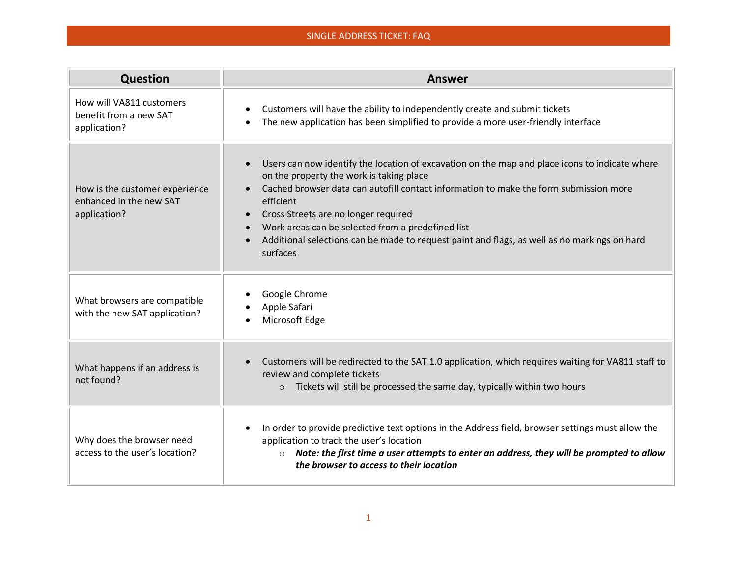# SINGLE ADDRESS TICKET: FAQ

| Question | Answer |
| --- | --- |
| How will VA811 customers benefit from a new SAT application? | • Customers will have the ability to independently create and submit tickets<br>• The new application has been simplified to provide a more user-friendly interface |
| How is the customer experience enhanced in the new SAT application? | • Users can now identify the location of excavation on the map and place icons to indicate where on the property the work is taking place<br>• Cached browser data can autofill contact information to make the form submission more efficient<br>• Cross Streets are no longer required<br>• Work areas can be selected from a predefined list<br>• Additional selections can be made to request paint and flags, as well as no markings on hard surfaces |
| What browsers are compatible with the new SAT application? | • Google Chrome<br>• Apple Safari<br>• Microsoft Edge |
| What happens if an address is not found? | • Customers will be redirected to the SAT 1.0 application, which requires waiting for VA811 staff to review and complete tickets<br>&nbsp;&nbsp;&nbsp;&nbsp;○ Tickets will still be processed the same day, typically within two hours |
| Why does the browser need access to the user's location? | • In order to provide predictive text options in the Address field, browser settings must allow the application to track the user's location<br>&nbsp;&nbsp;&nbsp;&nbsp;○ ***Note: the first time a user attempts to enter an address, they will be prompted to allow the browser to access to their location*** |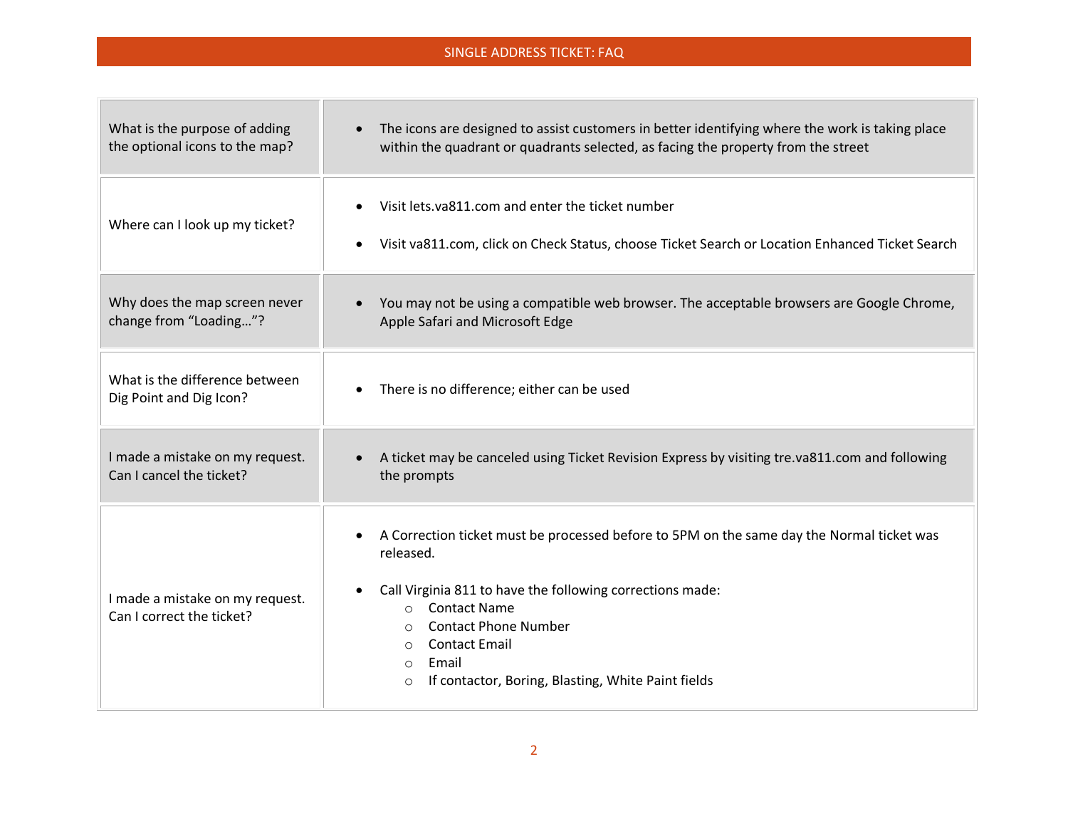## SINGLE ADDRESS TICKET: FAQ

| | |
|---|---|
| What is the purpose of adding the optional icons to the map? | • The icons are designed to assist customers in better identifying where the work is taking place within the quadrant or quadrants selected, as facing the property from the street |
| Where can I look up my ticket? | • Visit lets.va811.com and enter the ticket number<br>• Visit va811.com, click on Check Status, choose Ticket Search or Location Enhanced Ticket Search |
| Why does the map screen never change from "Loading…"? | • You may not be using a compatible web browser. The acceptable browsers are Google Chrome, Apple Safari and Microsoft Edge |
| What is the difference between Dig Point and Dig Icon? | • There is no difference; either can be used |
| I made a mistake on my request. Can I cancel the ticket? | • A ticket may be canceled using Ticket Revision Express by visiting tre.va811.com and following the prompts |
| I made a mistake on my request. Can I correct the ticket? | • A Correction ticket must be processed before to 5PM on the same day the Normal ticket was released.<br>• Call Virginia 811 to have the following corrections made:<br>○ Contact Name<br>○ Contact Phone Number<br>○ Contact Email<br>○ Email<br>○ If contactor, Boring, Blasting, White Paint fields |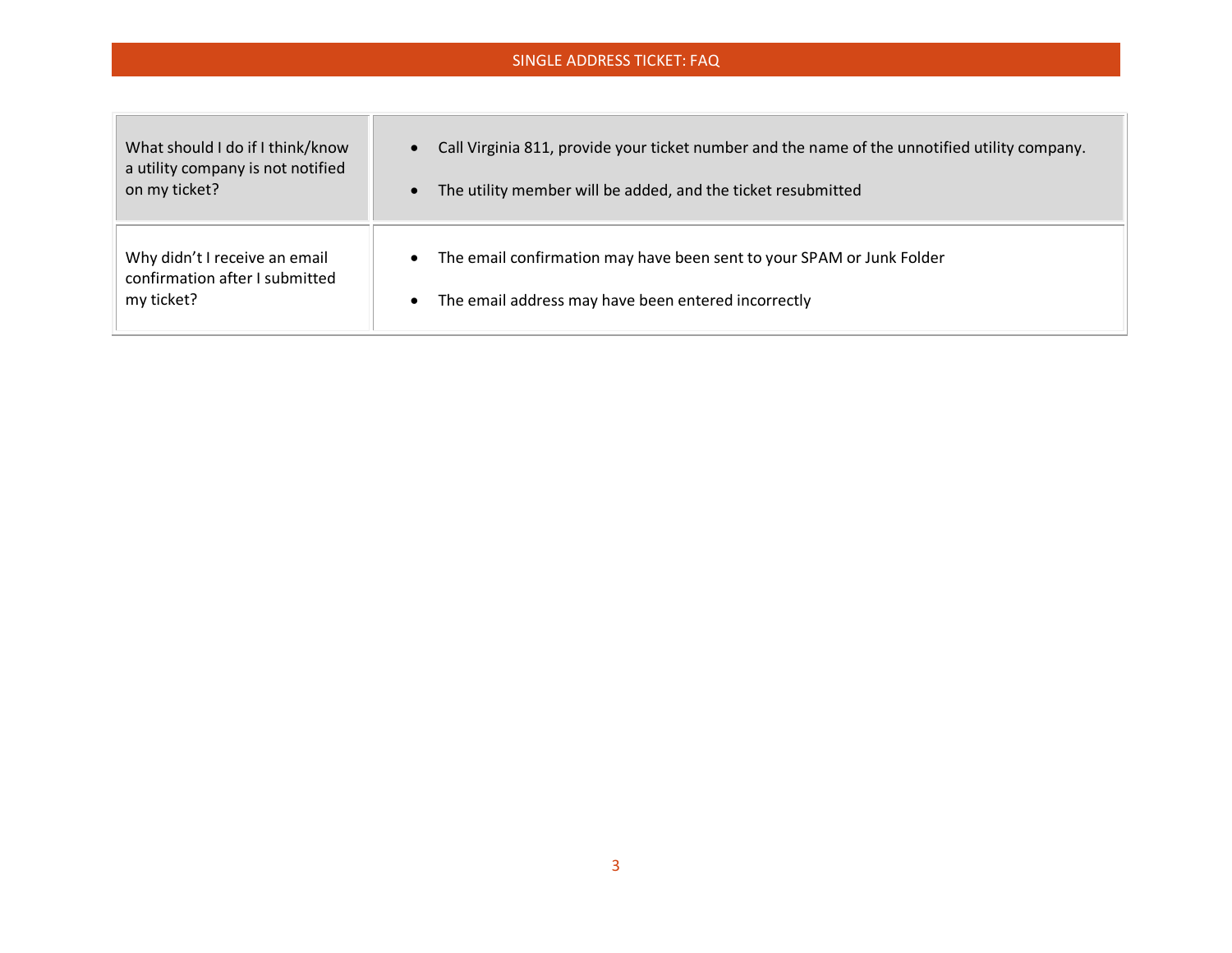| | |
|---|---|
| What should I do if I think/know a utility company is not notified on my ticket? | • Call Virginia 811, provide your ticket number and the name of the unnotified utility company.<br>• The utility member will be added, and the ticket resubmitted |
| Why didn't I receive an email confirmation after I submitted my ticket? | • The email confirmation may have been sent to your SPAM or Junk Folder<br>• The email address may have been entered incorrectly |